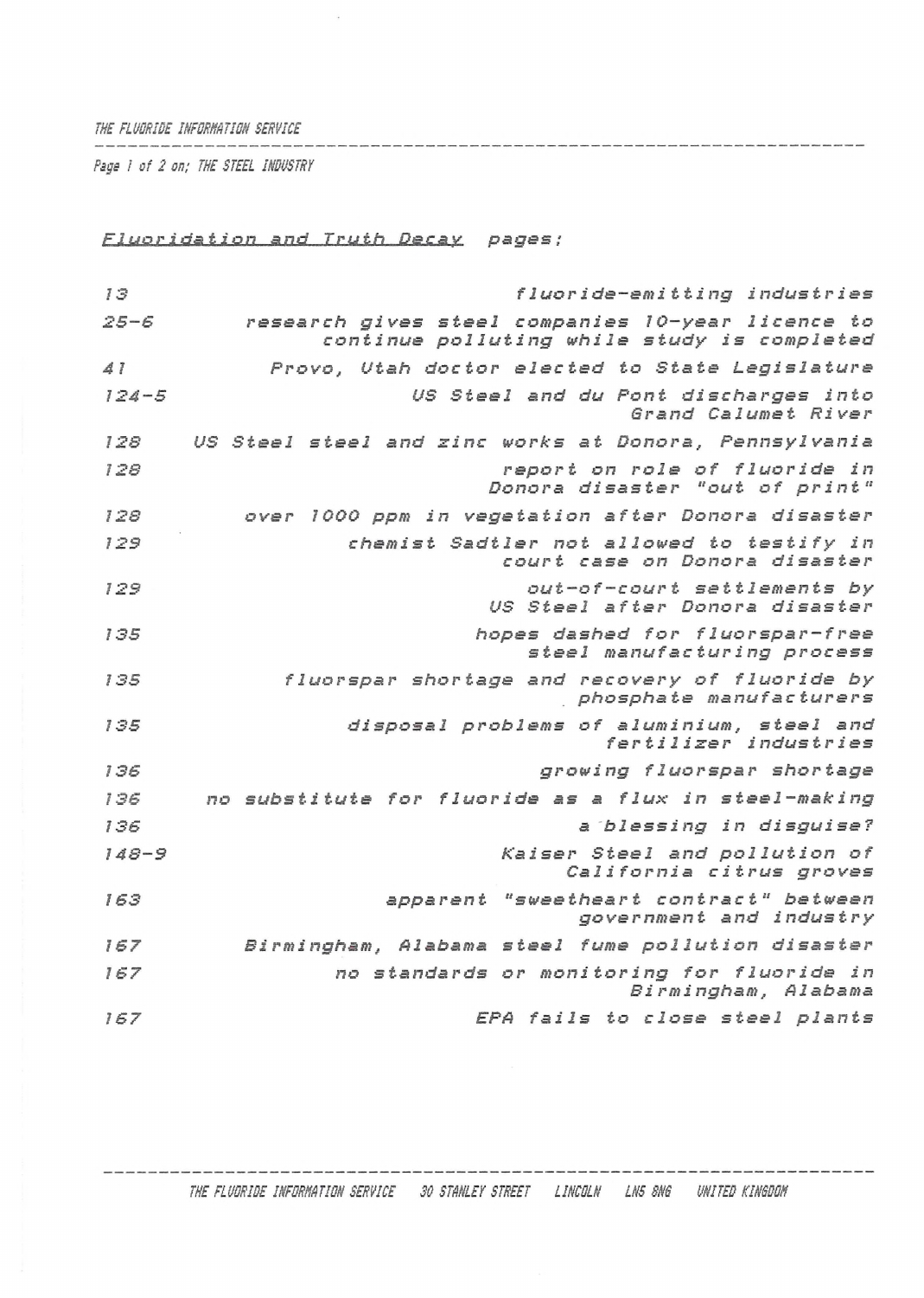THE FLUORIDE INFORMATION SERVICE

Page 1 of 2 on; THE STEEL INDUSTRY

*Fluoridation and Truth Decay* pages;

| | |
|---|---|
| 13 | fluoride-emitting industries |
| 25-6 | research gives steel companies 10-year licence to continue polluting while study is completed |
| 41 | Provo, Utah doctor elected to State Legislature |
| 124-5 | US Steel and du Pont discharges into Grand Calumet River |
| 128 | US Steel steel and zinc works at Donora, Pennsylvania |
| 128 | report on role of fluoride in Donora disaster "out of print" |
| 128 | over 1000 ppm in vegetation after Donora disaster |
| 129 | chemist Sadtler not allowed to testify in court case on Donora disaster |
| 129 | out-of-court settlements by US Steel after Donora disaster |
| 135 | hopes dashed for fluorspar-free steel manufacturing process |
| 135 | fluorspar shortage and recovery of fluoride by phosphate manufacturers |
| 135 | disposal problems of aluminium, steel and fertilizer industries |
| 136 | growing fluorspar shortage |
| 136 | no substitute for fluoride as a flux in steel-making |
| 136 | a blessing in disguise? |
| 148-9 | Kaiser Steel and pollution of California citrus groves |
| 163 | apparent "sweetheart contract" between government and industry |
| 167 | Birmingham, Alabama steel fume pollution disaster |
| 167 | no standards or monitoring for fluoride in Birmingham, Alabama |
| 167 | EPA fails to close steel plants |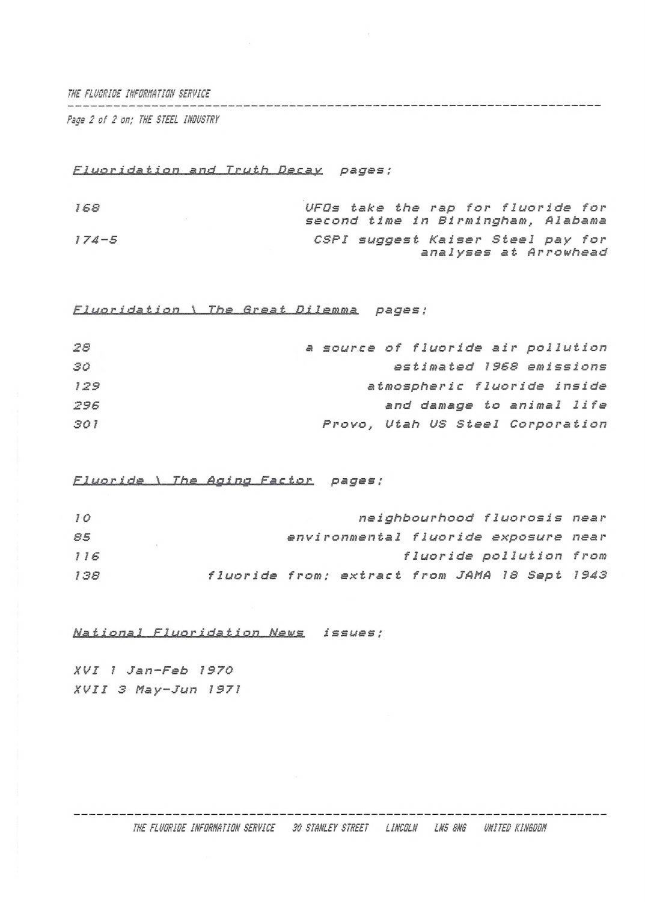Page 2 of 2 on; THE STEEL INDUSTRY

*Fluoridation and Truth Decay* pages;

| | |
|---|---|
| 168 | UFOs take the rap for fluoride for second time in Birmingham, Alabama |
| 174-5 | CSPI suggest Kaiser Steel pay for analyses at Arrowhead |

*Fluoridation \ The Great Dilemma* pages;

| | |
|---|---|
| 28 | a source of fluoride air pollution |
| 30 | estimated 1968 emissions |
| 129 | atmospheric fluoride inside |
| 296 | and damage to animal life |
| 301 | Provo, Utah US Steel Corporation |

*Fluoride \ The Aging Factor* pages;

| | |
|---|---|
| 10 | neighbourhood fluorosis near |
| 85 | environmental fluoride exposure near |
| 116 | fluoride pollution from |
| 138 | fluoride from; extract from JAMA 18 Sept 1943 |

*National Fluoridation News* issues;

XVI 1 Jan-Feb 1970
XVII 3 May-Jun 1971